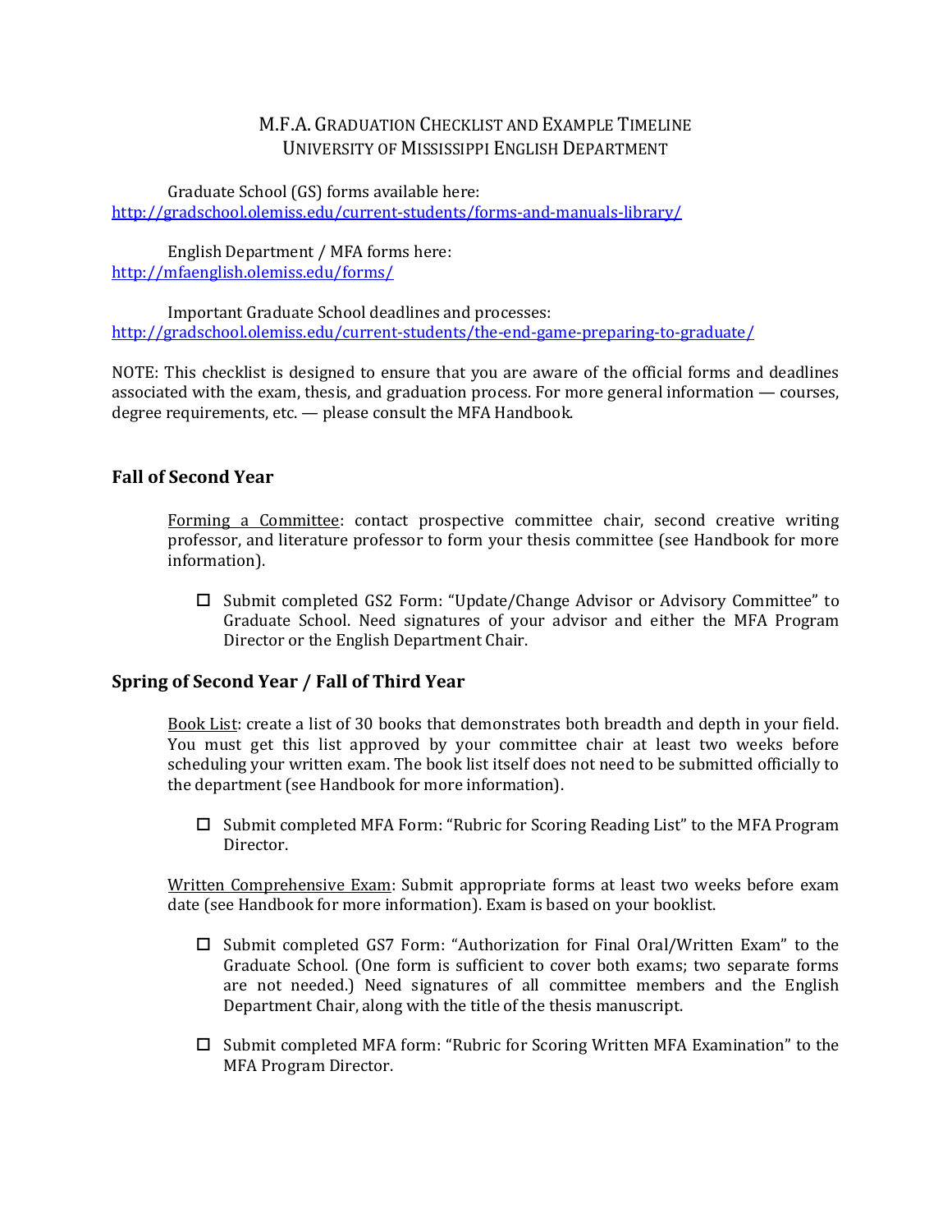# M.F.A. Graduation Checklist and Example Timeline
## University of Mississippi English Department

Graduate School (GS) forms available here:
http://gradschool.olemiss.edu/current-students/forms-and-manuals-library/

English Department / MFA forms here:
http://mfaenglish.olemiss.edu/forms/

Important Graduate School deadlines and processes:
http://gradschool.olemiss.edu/current-students/the-end-game-preparing-to-graduate/

NOTE: This checklist is designed to ensure that you are aware of the official forms and deadlines associated with the exam, thesis, and graduation process. For more general information — courses, degree requirements, etc. — please consult the MFA Handbook.

### Fall of Second Year

Forming a Committee: contact prospective committee chair, second creative writing professor, and literature professor to form your thesis committee (see Handbook for more information).

- ☐ Submit completed GS2 Form: "Update/Change Advisor or Advisory Committee" to Graduate School. Need signatures of your advisor and either the MFA Program Director or the English Department Chair.

### Spring of Second Year / Fall of Third Year

Book List: create a list of 30 books that demonstrates both breadth and depth in your field. You must get this list approved by your committee chair at least two weeks before scheduling your written exam. The book list itself does not need to be submitted officially to the department (see Handbook for more information).

- ☐ Submit completed MFA Form: "Rubric for Scoring Reading List" to the MFA Program Director.

Written Comprehensive Exam: Submit appropriate forms at least two weeks before exam date (see Handbook for more information). Exam is based on your booklist.

- ☐ Submit completed GS7 Form: "Authorization for Final Oral/Written Exam" to the Graduate School. (One form is sufficient to cover both exams; two separate forms are not needed.) Need signatures of all committee members and the English Department Chair, along with the title of the thesis manuscript.

- ☐ Submit completed MFA form: "Rubric for Scoring Written MFA Examination" to the MFA Program Director.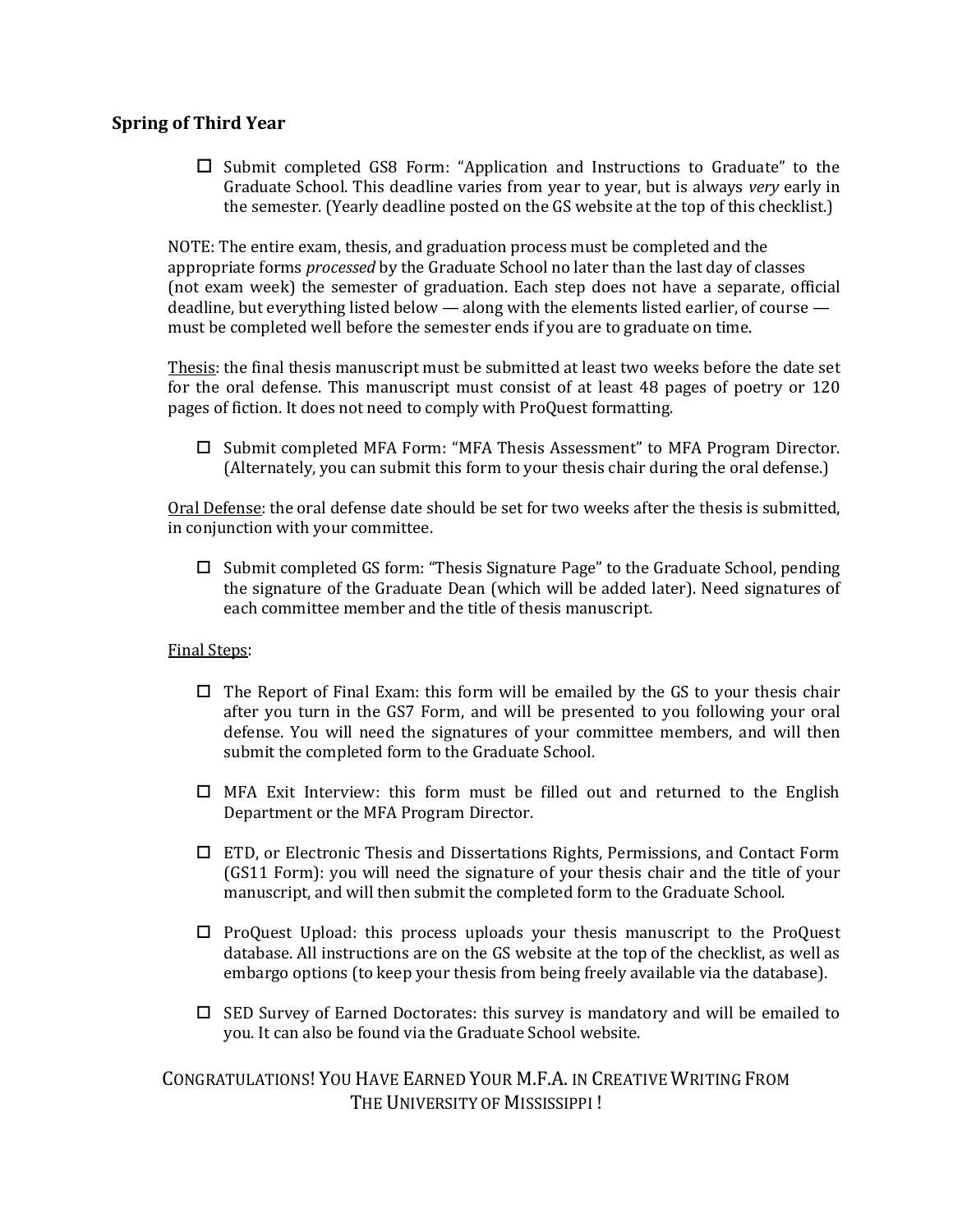## Spring of Third Year

- ☐ Submit completed GS8 Form: "Application and Instructions to Graduate" to the Graduate School. This deadline varies from year to year, but is always *very* early in the semester. (Yearly deadline posted on the GS website at the top of this checklist.)

NOTE: The entire exam, thesis, and graduation process must be completed and the appropriate forms *processed* by the Graduate School no later than the last day of classes (not exam week) the semester of graduation. Each step does not have a separate, official deadline, but everything listed below — along with the elements listed earlier, of course — must be completed well before the semester ends if you are to graduate on time.

<u>Thesis</u>: the final thesis manuscript must be submitted at least two weeks before the date set for the oral defense. This manuscript must consist of at least 48 pages of poetry or 120 pages of fiction. It does not need to comply with ProQuest formatting.

- ☐ Submit completed MFA Form: "MFA Thesis Assessment" to MFA Program Director. (Alternately, you can submit this form to your thesis chair during the oral defense.)

<u>Oral Defense</u>: the oral defense date should be set for two weeks after the thesis is submitted, in conjunction with your committee.

- ☐ Submit completed GS form: "Thesis Signature Page" to the Graduate School, pending the signature of the Graduate Dean (which will be added later). Need signatures of each committee member and the title of thesis manuscript.

<u>Final Steps</u>:

- ☐ The Report of Final Exam: this form will be emailed by the GS to your thesis chair after you turn in the GS7 Form, and will be presented to you following your oral defense. You will need the signatures of your committee members, and will then submit the completed form to the Graduate School.

- ☐ MFA Exit Interview: this form must be filled out and returned to the English Department or the MFA Program Director.

- ☐ ETD, or Electronic Thesis and Dissertations Rights, Permissions, and Contact Form (GS11 Form): you will need the signature of your thesis chair and the title of your manuscript, and will then submit the completed form to the Graduate School.

- ☐ ProQuest Upload: this process uploads your thesis manuscript to the ProQuest database. All instructions are on the GS website at the top of the checklist, as well as embargo options (to keep your thesis from being freely available via the database).

- ☐ SED Survey of Earned Doctorates: this survey is mandatory and will be emailed to you. It can also be found via the Graduate School website.

CONGRATULATIONS! YOU HAVE EARNED YOUR M.F.A. IN CREATIVE WRITING FROM THE UNIVERSITY OF MISSISSIPPI !